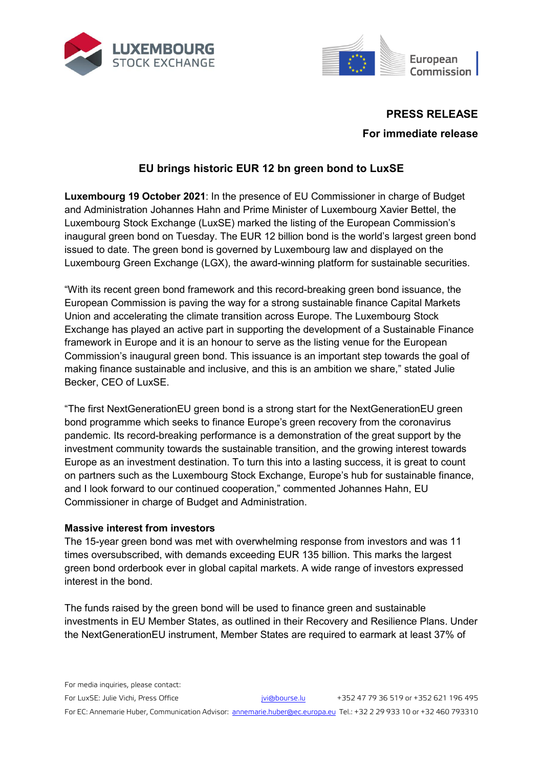**PRESS RELEASE**

**For immediate release**

# EU brings historic EUR 12 bn green bond to LuxSE

**Luxembourg 19 October 2021**: In the presence of EU Commissioner in charge of Budget and Administration Johannes Hahn and Prime Minister of Luxembourg Xavier Bettel, the Luxembourg Stock Exchange (LuxSE) marked the listing of the European Commission's inaugural green bond on Tuesday. The EUR 12 billion bond is the world's largest green bond issued to date. The green bond is governed by Luxembourg law and displayed on the Luxembourg Green Exchange (LGX), the award-winning platform for sustainable securities.

"With its recent green bond framework and this record-breaking green bond issuance, the European Commission is paving the way for a strong sustainable finance Capital Markets Union and accelerating the climate transition across Europe. The Luxembourg Stock Exchange has played an active part in supporting the development of a Sustainable Finance framework in Europe and it is an honour to serve as the listing venue for the European Commission's inaugural green bond. This issuance is an important step towards the goal of making finance sustainable and inclusive, and this is an ambition we share," stated Julie Becker, CEO of LuxSE.

"The first NextGenerationEU green bond is a strong start for the NextGenerationEU green bond programme which seeks to finance Europe's green recovery from the coronavirus pandemic. Its record-breaking performance is a demonstration of the great support by the investment community towards the sustainable transition, and the growing interest towards Europe as an investment destination. To turn this into a lasting success, it is great to count on partners such as the Luxembourg Stock Exchange, Europe's hub for sustainable finance, and I look forward to our continued cooperation," commented Johannes Hahn, EU Commissioner in charge of Budget and Administration.

**Massive interest from investors**

The 15-year green bond was met with overwhelming response from investors and was 11 times oversubscribed, with demands exceeding EUR 135 billion. This marks the largest green bond orderbook ever in global capital markets. A wide range of investors expressed interest in the bond.

The funds raised by the green bond will be used to finance green and sustainable investments in EU Member States, as outlined in their Recovery and Resilience Plans. Under the NextGenerationEU instrument, Member States are required to earmark at least 37% of

For media inquiries, please contact:

For LuxSE: Julie Vichi, Press Office jvi@bourse.lu +352 47 79 36 519 or +352 621 196 495

For EC: Annemarie Huber, Communication Advisor: annemarie.huber@ec.europa.eu Tel.: +32 2 29 933 10 or +32 460 793310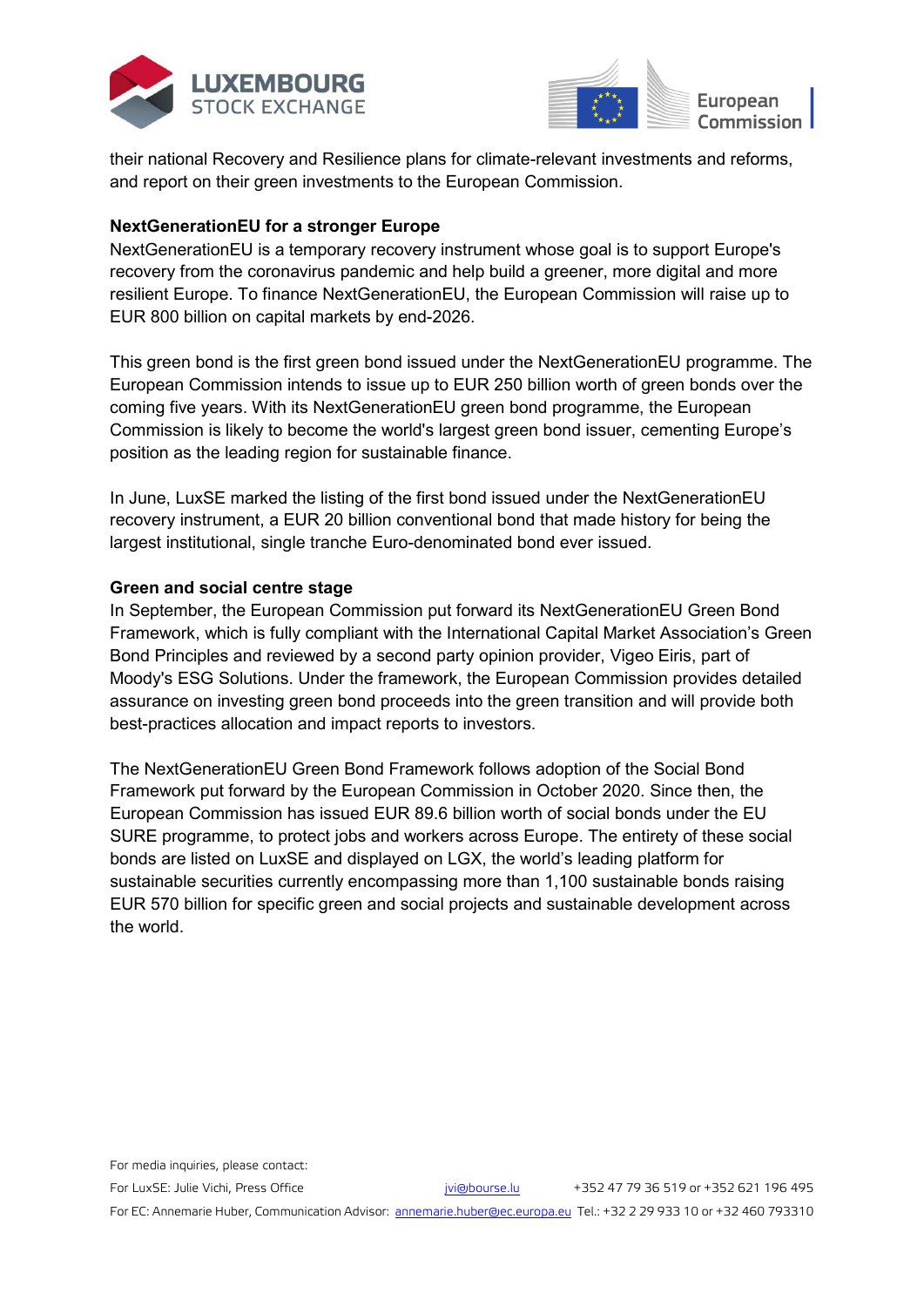their national Recovery and Resilience plans for climate-relevant investments and reforms, and report on their green investments to the European Commission.

**NextGenerationEU for a stronger Europe**

NextGenerationEU is a temporary recovery instrument whose goal is to support Europe's recovery from the coronavirus pandemic and help build a greener, more digital and more resilient Europe. To finance NextGenerationEU, the European Commission will raise up to EUR 800 billion on capital markets by end-2026.

This green bond is the first green bond issued under the NextGenerationEU programme. The European Commission intends to issue up to EUR 250 billion worth of green bonds over the coming five years. With its NextGenerationEU green bond programme, the European Commission is likely to become the world's largest green bond issuer, cementing Europe's position as the leading region for sustainable finance.

In June, LuxSE marked the listing of the first bond issued under the NextGenerationEU recovery instrument, a EUR 20 billion conventional bond that made history for being the largest institutional, single tranche Euro-denominated bond ever issued.

**Green and social centre stage**

In September, the European Commission put forward its NextGenerationEU Green Bond Framework, which is fully compliant with the International Capital Market Association's Green Bond Principles and reviewed by a second party opinion provider, Vigeo Eiris, part of Moody's ESG Solutions. Under the framework, the European Commission provides detailed assurance on investing green bond proceeds into the green transition and will provide both best-practices allocation and impact reports to investors.

The NextGenerationEU Green Bond Framework follows adoption of the Social Bond Framework put forward by the European Commission in October 2020. Since then, the European Commission has issued EUR 89.6 billion worth of social bonds under the EU SURE programme, to protect jobs and workers across Europe. The entirety of these social bonds are listed on LuxSE and displayed on LGX, the world's leading platform for sustainable securities currently encompassing more than 1,100 sustainable bonds raising EUR 570 billion for specific green and social projects and sustainable development across the world.

For media inquiries, please contact:

For LuxSE: Julie Vichi, Press Office jvi@bourse.lu +352 47 79 36 519 or +352 621 196 495

For EC: Annemarie Huber, Communication Advisor: annemarie.huber@ec.europa.eu Tel.: +32 2 29 933 10 or +32 460 793310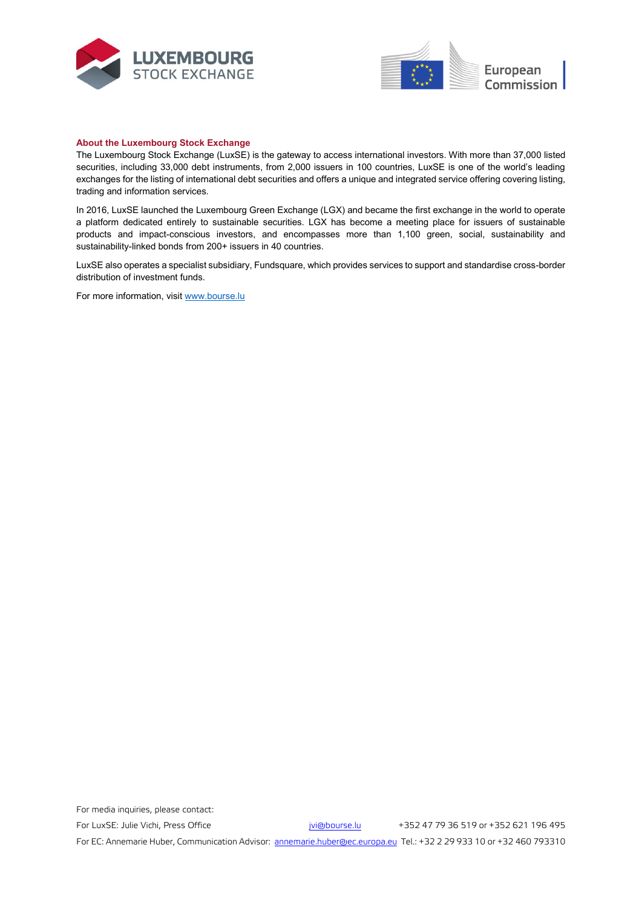### About the Luxembourg Stock Exchange

The Luxembourg Stock Exchange (LuxSE) is the gateway to access international investors. With more than 37,000 listed securities, including 33,000 debt instruments, from 2,000 issuers in 100 countries, LuxSE is one of the world's leading exchanges for the listing of international debt securities and offers a unique and integrated service offering covering listing, trading and information services.

In 2016, LuxSE launched the Luxembourg Green Exchange (LGX) and became the first exchange in the world to operate a platform dedicated entirely to sustainable securities. LGX has become a meeting place for issuers of sustainable products and impact-conscious investors, and encompasses more than 1,100 green, social, sustainability and sustainability-linked bonds from 200+ issuers in 40 countries.

LuxSE also operates a specialist subsidiary, Fundsquare, which provides services to support and standardise cross-border distribution of investment funds.

For more information, visit [www.bourse.lu](http://www.bourse.lu)

For media inquiries, please contact:

For LuxSE: Julie Vichi, Press Office [jvi@bourse.lu](mailto:jvi@bourse.lu) +352 47 79 36 519 or +352 621 196 495

For EC: Annemarie Huber, Communication Advisor: [annemarie.huber@ec.europa.eu](mailto:annemarie.huber@ec.europa.eu) Tel.: +32 2 29 933 10 or +32 460 793310